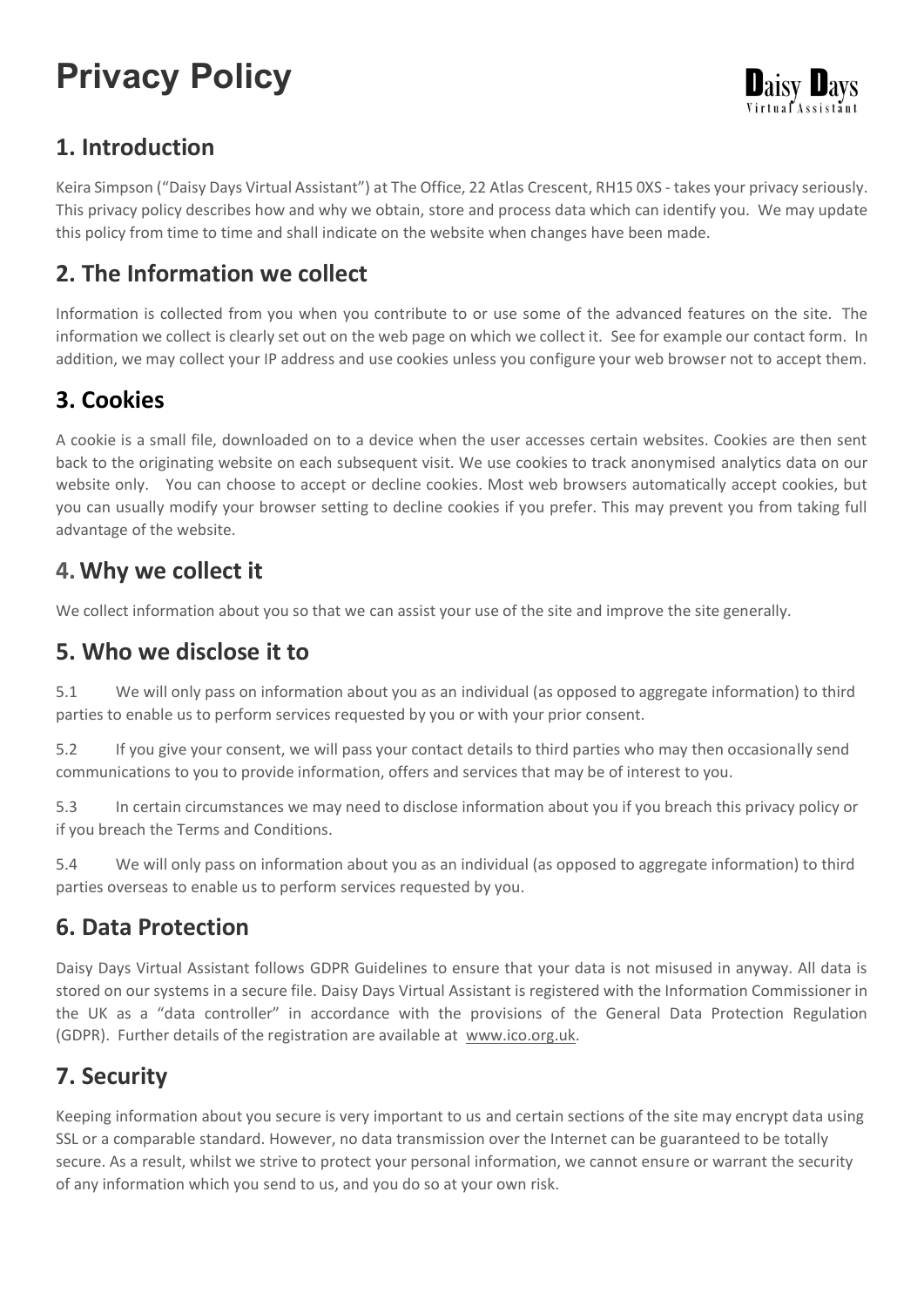# Privacy Policy

Daisy Days
Virtual Assistant

## 1. Introduction

Keira Simpson ("Daisy Days Virtual Assistant") at The Office, 22 Atlas Crescent, RH15 0XS - takes your privacy seriously. This privacy policy describes how and why we obtain, store and process data which can identify you. We may update this policy from time to time and shall indicate on the website when changes have been made.

## 2. The Information we collect

Information is collected from you when you contribute to or use some of the advanced features on the site. The information we collect is clearly set out on the web page on which we collect it. See for example our contact form. In addition, we may collect your IP address and use cookies unless you configure your web browser not to accept them.

## 3. Cookies

A cookie is a small file, downloaded on to a device when the user accesses certain websites. Cookies are then sent back to the originating website on each subsequent visit. We use cookies to track anonymised analytics data on our website only. You can choose to accept or decline cookies. Most web browsers automatically accept cookies, but you can usually modify your browser setting to decline cookies if you prefer. This may prevent you from taking full advantage of the website.

## 4. Why we collect it

We collect information about you so that we can assist your use of the site and improve the site generally.

## 5. Who we disclose it to

5.1 We will only pass on information about you as an individual (as opposed to aggregate information) to third parties to enable us to perform services requested by you or with your prior consent.

5.2 If you give your consent, we will pass your contact details to third parties who may then occasionally send communications to you to provide information, offers and services that may be of interest to you.

5.3 In certain circumstances we may need to disclose information about you if you breach this privacy policy or if you breach the Terms and Conditions.

5.4 We will only pass on information about you as an individual (as opposed to aggregate information) to third parties overseas to enable us to perform services requested by you.

## 6. Data Protection

Daisy Days Virtual Assistant follows GDPR Guidelines to ensure that your data is not misused in anyway. All data is stored on our systems in a secure file. Daisy Days Virtual Assistant is registered with the Information Commissioner in the UK as a "data controller" in accordance with the provisions of the General Data Protection Regulation (GDPR). Further details of the registration are available at www.ico.org.uk.

## 7. Security

Keeping information about you secure is very important to us and certain sections of the site may encrypt data using SSL or a comparable standard. However, no data transmission over the Internet can be guaranteed to be totally secure. As a result, whilst we strive to protect your personal information, we cannot ensure or warrant the security of any information which you send to us, and you do so at your own risk.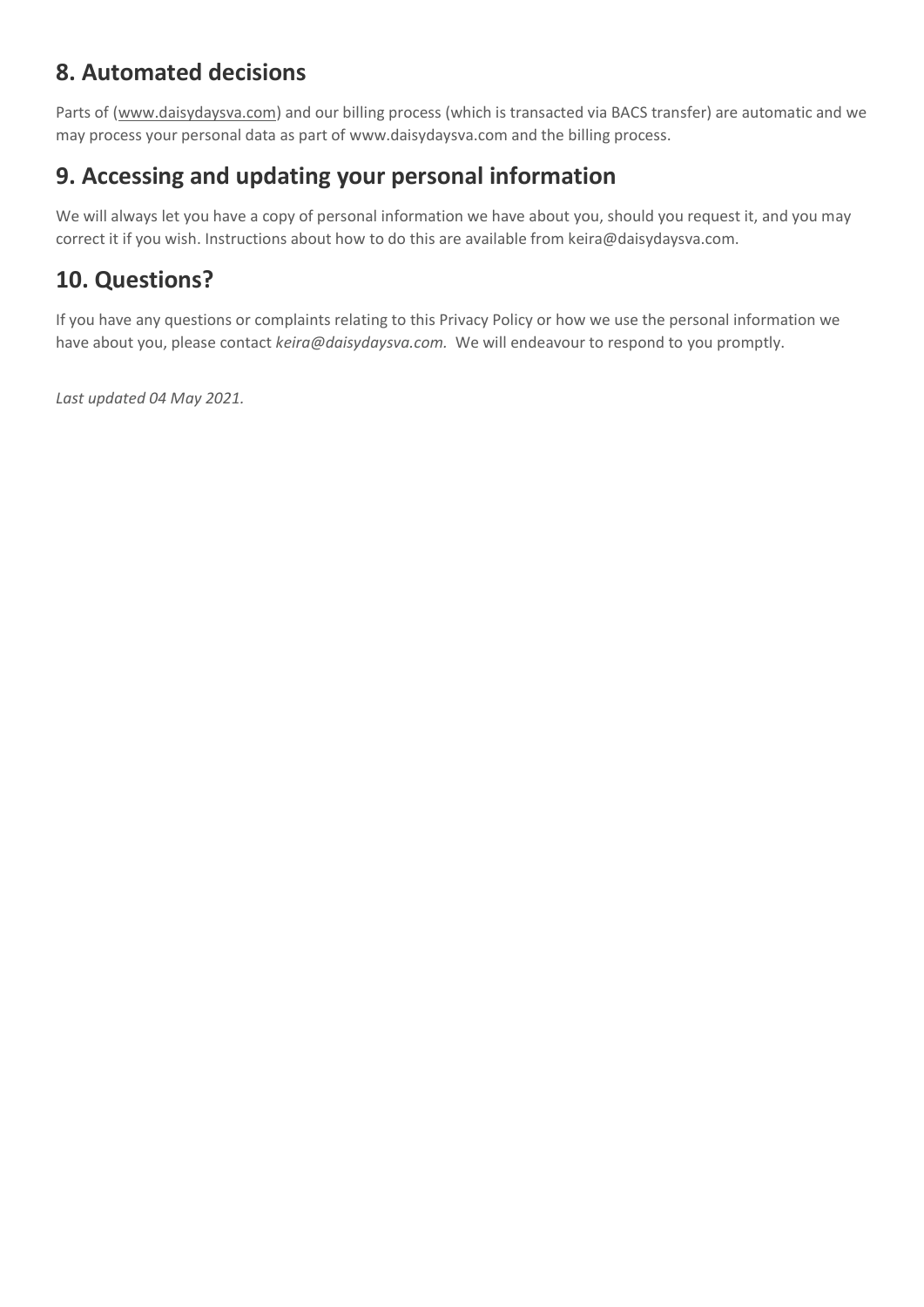## 8. Automated decisions

Parts of (www.daisydaysva.com) and our billing process (which is transacted via BACS transfer) are automatic and we may process your personal data as part of www.daisydaysva.com and the billing process.

## 9. Accessing and updating your personal information

We will always let you have a copy of personal information we have about you, should you request it, and you may correct it if you wish. Instructions about how to do this are available from keira@daisydaysva.com.

## 10. Questions?

If you have any questions or complaints relating to this Privacy Policy or how we use the personal information we have about you, please contact *keira@daisydaysva.com.* We will endeavour to respond to you promptly.

*Last updated 04 May 2021.*